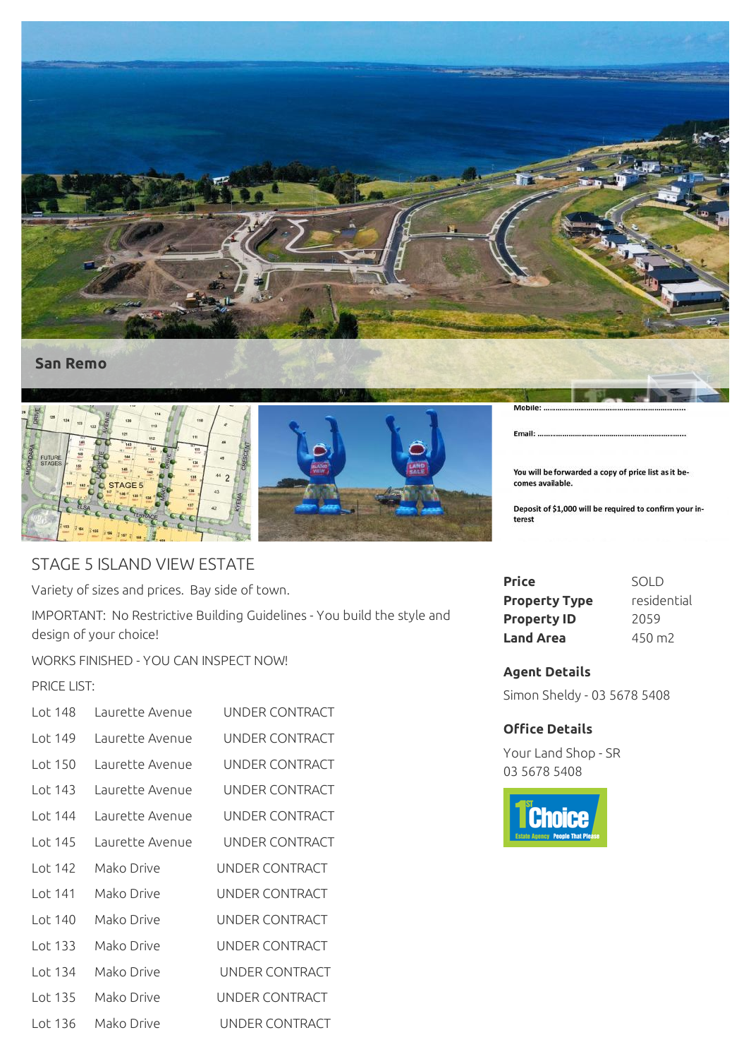San Remo

Mobile: ..................................................................

Email: ...................................................................

You will be forwarded a copy of price list as it becomes available.

Deposit of $1,000 will be required to confirm your interest

## STAGE 5 ISLAND VIEW ESTATE

Variety of sizes and prices. Bay side of town.

IMPORTANT: No Restrictive Building Guidelines - You build the style and design of your choice!

WORKS FINISHED - YOU CAN INSPECT NOW!

PRICE LIST:

| | | |
|---|---|---|
| Lot 148 | Laurette Avenue | UNDER CONTRACT |
| Lot 149 | Laurette Avenue | UNDER CONTRACT |
| Lot 150 | Laurette Avenue | UNDER CONTRACT |
| Lot 143 | Laurette Avenue | UNDER CONTRACT |
| Lot 144 | Laurette Avenue | UNDER CONTRACT |
| Lot 145 | Laurette Avenue | UNDER CONTRACT |
| Lot 142 | Mako Drive | UNDER CONTRACT |
| Lot 141 | Mako Drive | UNDER CONTRACT |
| Lot 140 | Mako Drive | UNDER CONTRACT |
| Lot 133 | Mako Drive | UNDER CONTRACT |
| Lot 134 | Mako Drive | UNDER CONTRACT |
| Lot 135 | Mako Drive | UNDER CONTRACT |
| Lot 136 | Mako Drive | UNDER CONTRACT |

| | |
|---|---|
| **Price** | SOLD |
| **Property Type** | residential |
| **Property ID** | 2059 |
| **Land Area** | 450 m2 |

**Agent Details**

Simon Sheldy - 03 5678 5408

**Office Details**

Your Land Shop - SR
03 5678 5408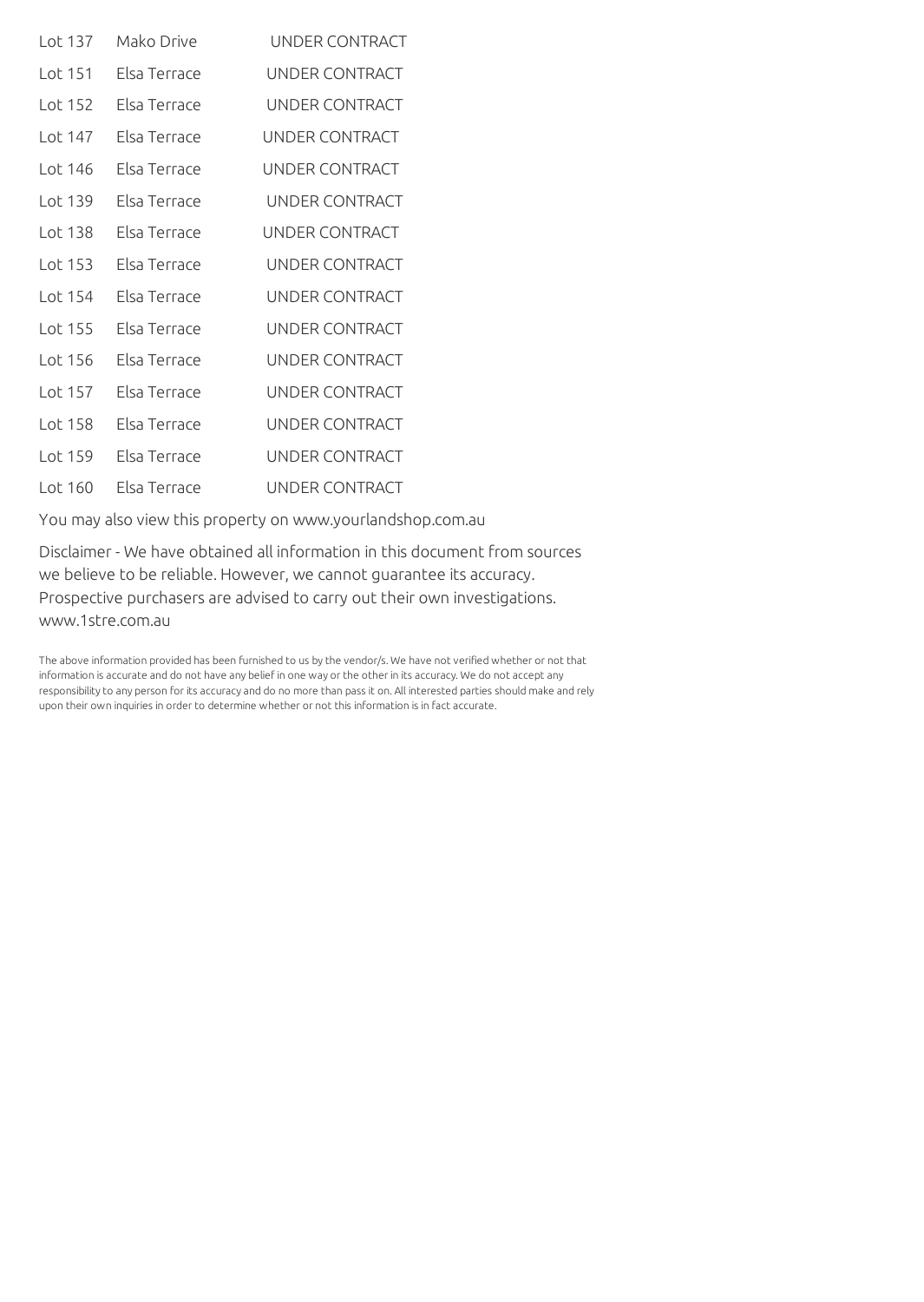| | | |
|---|---|---|
| Lot 137 | Mako Drive | UNDER CONTRACT |
| Lot 151 | Elsa Terrace | UNDER CONTRACT |
| Lot 152 | Elsa Terrace | UNDER CONTRACT |
| Lot 147 | Elsa Terrace | UNDER CONTRACT |
| Lot 146 | Elsa Terrace | UNDER CONTRACT |
| Lot 139 | Elsa Terrace | UNDER CONTRACT |
| Lot 138 | Elsa Terrace | UNDER CONTRACT |
| Lot 153 | Elsa Terrace | UNDER CONTRACT |
| Lot 154 | Elsa Terrace | UNDER CONTRACT |
| Lot 155 | Elsa Terrace | UNDER CONTRACT |
| Lot 156 | Elsa Terrace | UNDER CONTRACT |
| Lot 157 | Elsa Terrace | UNDER CONTRACT |
| Lot 158 | Elsa Terrace | UNDER CONTRACT |
| Lot 159 | Elsa Terrace | UNDER CONTRACT |
| Lot 160 | Elsa Terrace | UNDER CONTRACT |

You may also view this property on www.yourlandshop.com.au

Disclaimer - We have obtained all information in this document from sources we believe to be reliable. However, we cannot guarantee its accuracy. Prospective purchasers are advised to carry out their own investigations. www.1stre.com.au

The above information provided has been furnished to us by the vendor/s. We have not verified whether or not that information is accurate and do not have any belief in one way or the other in its accuracy. We do not accept any responsibility to any person for its accuracy and do no more than pass it on. All interested parties should make and rely upon their own inquiries in order to determine whether or not this information is in fact accurate.